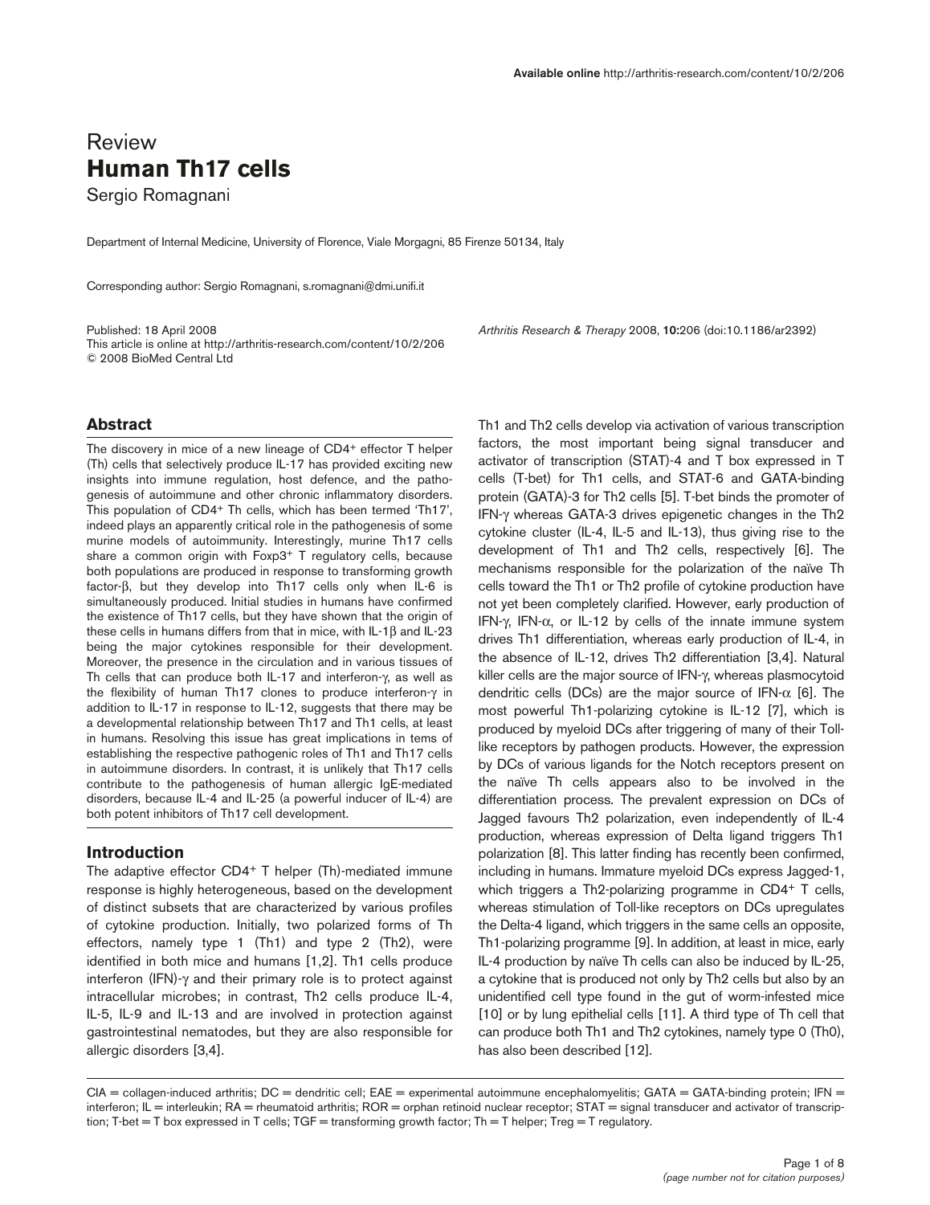Review

# Human Th17 cells

Sergio Romagnani

Department of Internal Medicine, University of Florence, Viale Morgagni, 85 Firenze 50134, Italy

Corresponding author: Sergio Romagnani, s.romagnani@dmi.unifi.it

Published: 18 April 2008
This article is online at http://arthritis-research.com/content/10/2/206
© 2008 BioMed Central Ltd

*Arthritis Research & Therapy* 2008, **10:**206 (doi:10.1186/ar2392)

## Abstract

The discovery in mice of a new lineage of CD4+ effector T helper (Th) cells that selectively produce IL-17 has provided exciting new insights into immune regulation, host defence, and the pathogenesis of autoimmune and other chronic inflammatory disorders. This population of CD4+ Th cells, which has been termed 'Th17', indeed plays an apparently critical role in the pathogenesis of some murine models of autoimmunity. Interestingly, murine Th17 cells share a common origin with Foxp3+ T regulatory cells, because both populations are produced in response to transforming growth factor-β, but they develop into Th17 cells only when IL-6 is simultaneously produced. Initial studies in humans have confirmed the existence of Th17 cells, but they have shown that the origin of these cells in humans differs from that in mice, with IL-1β and IL-23 being the major cytokines responsible for their development. Moreover, the presence in the circulation and in various tissues of Th cells that can produce both IL-17 and interferon-γ, as well as the flexibility of human Th17 clones to produce interferon-γ in addition to IL-17 in response to IL-12, suggests that there may be a developmental relationship between Th17 and Th1 cells, at least in humans. Resolving this issue has great implications in tems of establishing the respective pathogenic roles of Th1 and Th17 cells in autoimmune disorders. In contrast, it is unlikely that Th17 cells contribute to the pathogenesis of human allergic IgE-mediated disorders, because IL-4 and IL-25 (a powerful inducer of IL-4) are both potent inhibitors of Th17 cell development.

## Introduction

The adaptive effector CD4+ T helper (Th)-mediated immune response is highly heterogeneous, based on the development of distinct subsets that are characterized by various profiles of cytokine production. Initially, two polarized forms of Th effectors, namely type 1 (Th1) and type 2 (Th2), were identified in both mice and humans [1,2]. Th1 cells produce interferon (IFN)-γ and their primary role is to protect against intracellular microbes; in contrast, Th2 cells produce IL-4, IL-5, IL-9 and IL-13 and are involved in protection against gastrointestinal nematodes, but they are also responsible for allergic disorders [3,4].

Th1 and Th2 cells develop via activation of various transcription factors, the most important being signal transducer and activator of transcription (STAT)-4 and T box expressed in T cells (T-bet) for Th1 cells, and STAT-6 and GATA-binding protein (GATA)-3 for Th2 cells [5]. T-bet binds the promoter of IFN-γ whereas GATA-3 drives epigenetic changes in the Th2 cytokine cluster (IL-4, IL-5 and IL-13), thus giving rise to the development of Th1 and Th2 cells, respectively [6]. The mechanisms responsible for the polarization of the naïve Th cells toward the Th1 or Th2 profile of cytokine production have not yet been completely clarified. However, early production of IFN-γ, IFN-α, or IL-12 by cells of the innate immune system drives Th1 differentiation, whereas early production of IL-4, in the absence of IL-12, drives Th2 differentiation [3,4]. Natural killer cells are the major source of IFN-γ, whereas plasmocytoid dendritic cells (DCs) are the major source of IFN-α [6]. The most powerful Th1-polarizing cytokine is IL-12 [7], which is produced by myeloid DCs after triggering of many of their Toll-like receptors by pathogen products. However, the expression by DCs of various ligands for the Notch receptors present on the naïve Th cells appears also to be involved in the differentiation process. The prevalent expression on DCs of Jagged favours Th2 polarization, even independently of IL-4 production, whereas expression of Delta ligand triggers Th1 polarization [8]. This latter finding has recently been confirmed, including in humans. Immature myeloid DCs express Jagged-1, which triggers a Th2-polarizing programme in CD4+ T cells, whereas stimulation of Toll-like receptors on DCs upregulates the Delta-4 ligand, which triggers in the same cells an opposite, Th1-polarizing programme [9]. In addition, at least in mice, early IL-4 production by naïve Th cells can also be induced by IL-25, a cytokine that is produced not only by Th2 cells but also by an unidentified cell type found in the gut of worm-infested mice [10] or by lung epithelial cells [11]. A third type of Th cell that can produce both Th1 and Th2 cytokines, namely type 0 (Th0), has also been described [12].

CIA = collagen-induced arthritis; DC = dendritic cell; EAE = experimental autoimmune encephalomyelitis; GATA = GATA-binding protein; IFN = interferon; IL = interleukin; RA = rheumatoid arthritis; ROR = orphan retinoid nuclear receptor; STAT = signal transducer and activator of transcription; T-bet = T box expressed in T cells; TGF = transforming growth factor; Th = T helper; Treg = T regulatory.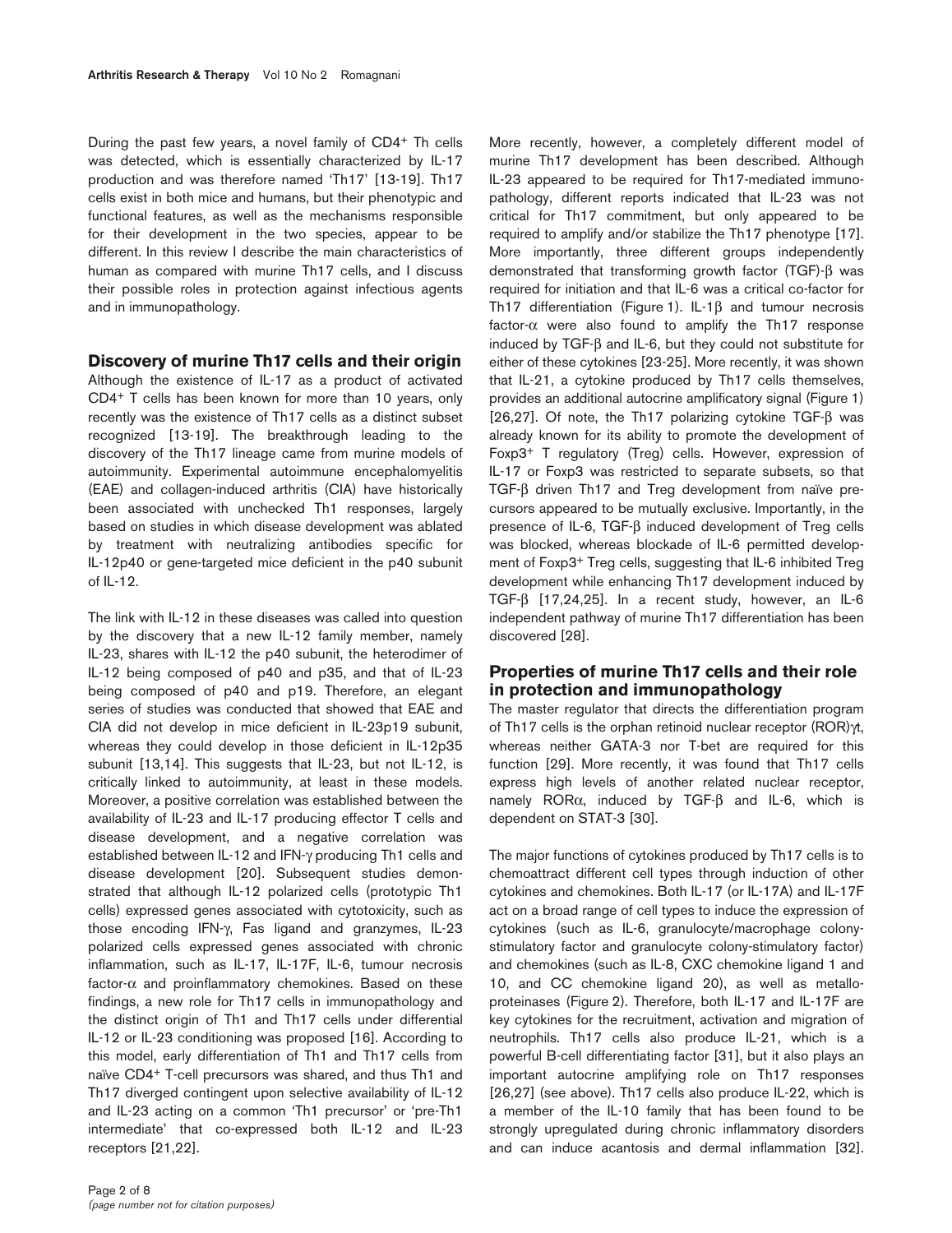During the past few years, a novel family of CD4+ Th cells was detected, which is essentially characterized by IL-17 production and was therefore named 'Th17' [13-19]. Th17 cells exist in both mice and humans, but their phenotypic and functional features, as well as the mechanisms responsible for their development in the two species, appear to be different. In this review I describe the main characteristics of human as compared with murine Th17 cells, and I discuss their possible roles in protection against infectious agents and in immunopathology.

## Discovery of murine Th17 cells and their origin

Although the existence of IL-17 as a product of activated CD4+ T cells has been known for more than 10 years, only recently was the existence of Th17 cells as a distinct subset recognized [13-19]. The breakthrough leading to the discovery of the Th17 lineage came from murine models of autoimmunity. Experimental autoimmune encephalomyelitis (EAE) and collagen-induced arthritis (CIA) have historically been associated with unchecked Th1 responses, largely based on studies in which disease development was ablated by treatment with neutralizing antibodies specific for IL-12p40 or gene-targeted mice deficient in the p40 subunit of IL-12.

The link with IL-12 in these diseases was called into question by the discovery that a new IL-12 family member, namely IL-23, shares with IL-12 the p40 subunit, the heterodimer of IL-12 being composed of p40 and p35, and that of IL-23 being composed of p40 and p19. Therefore, an elegant series of studies was conducted that showed that EAE and CIA did not develop in mice deficient in IL-23p19 subunit, whereas they could develop in those deficient in IL-12p35 subunit [13,14]. This suggests that IL-23, but not IL-12, is critically linked to autoimmunity, at least in these models. Moreover, a positive correlation was established between the availability of IL-23 and IL-17 producing effector T cells and disease development, and a negative correlation was established between IL-12 and IFN-γ producing Th1 cells and disease development [20]. Subsequent studies demonstrated that although IL-12 polarized cells (prototypic Th1 cells) expressed genes associated with cytotoxicity, such as those encoding IFN-γ, Fas ligand and granzymes, IL-23 polarized cells expressed genes associated with chronic inflammation, such as IL-17, IL-17F, IL-6, tumour necrosis factor-α and proinflammatory chemokines. Based on these findings, a new role for Th17 cells in immunopathology and the distinct origin of Th1 and Th17 cells under differential IL-12 or IL-23 conditioning was proposed [16]. According to this model, early differentiation of Th1 and Th17 cells from naïve CD4+ T-cell precursors was shared, and thus Th1 and Th17 diverged contingent upon selective availability of IL-12 and IL-23 acting on a common 'Th1 precursor' or 'pre-Th1 intermediate' that co-expressed both IL-12 and IL-23 receptors [21,22].

More recently, however, a completely different model of murine Th17 development has been described. Although IL-23 appeared to be required for Th17-mediated immunopathology, different reports indicated that IL-23 was not critical for Th17 commitment, but only appeared to be required to amplify and/or stabilize the Th17 phenotype [17]. More importantly, three different groups independently demonstrated that transforming growth factor (TGF)-β was required for initiation and that IL-6 was a critical co-factor for Th17 differentiation (Figure 1). IL-1β and tumour necrosis factor-α were also found to amplify the Th17 response induced by TGF-β and IL-6, but they could not substitute for either of these cytokines [23-25]. More recently, it was shown that IL-21, a cytokine produced by Th17 cells themselves, provides an additional autocrine amplificatory signal (Figure 1) [26,27]. Of note, the Th17 polarizing cytokine TGF-β was already known for its ability to promote the development of Foxp3+ T regulatory (Treg) cells. However, expression of IL-17 or Foxp3 was restricted to separate subsets, so that TGF-β driven Th17 and Treg development from naïve precursors appeared to be mutually exclusive. Importantly, in the presence of IL-6, TGF-β induced development of Treg cells was blocked, whereas blockade of IL-6 permitted development of Foxp3+ Treg cells, suggesting that IL-6 inhibited Treg development while enhancing Th17 development induced by TGF-β [17,24,25]. In a recent study, however, an IL-6 independent pathway of murine Th17 differentiation has been discovered [28].

## Properties of murine Th17 cells and their role in protection and immunopathology

The master regulator that directs the differentiation program of Th17 cells is the orphan retinoid nuclear receptor (ROR)γt, whereas neither GATA-3 nor T-bet are required for this function [29]. More recently, it was found that Th17 cells express high levels of another related nuclear receptor, namely RORα, induced by TGF-β and IL-6, which is dependent on STAT-3 [30].

The major functions of cytokines produced by Th17 cells is to chemoattract different cell types through induction of other cytokines and chemokines. Both IL-17 (or IL-17A) and IL-17F act on a broad range of cell types to induce the expression of cytokines (such as IL-6, granulocyte/macrophage colony-stimulatory factor and granulocyte colony-stimulatory factor) and chemokines (such as IL-8, CXC chemokine ligand 1 and 10, and CC chemokine ligand 20), as well as metalloproteinases (Figure 2). Therefore, both IL-17 and IL-17F are key cytokines for the recruitment, activation and migration of neutrophils. Th17 cells also produce IL-21, which is a powerful B-cell differentiating factor [31], but it also plays an important autocrine amplifying role on Th17 responses [26,27] (see above). Th17 cells also produce IL-22, which is a member of the IL-10 family that has been found to be strongly upregulated during chronic inflammatory disorders and can induce acantosis and dermal inflammation [32].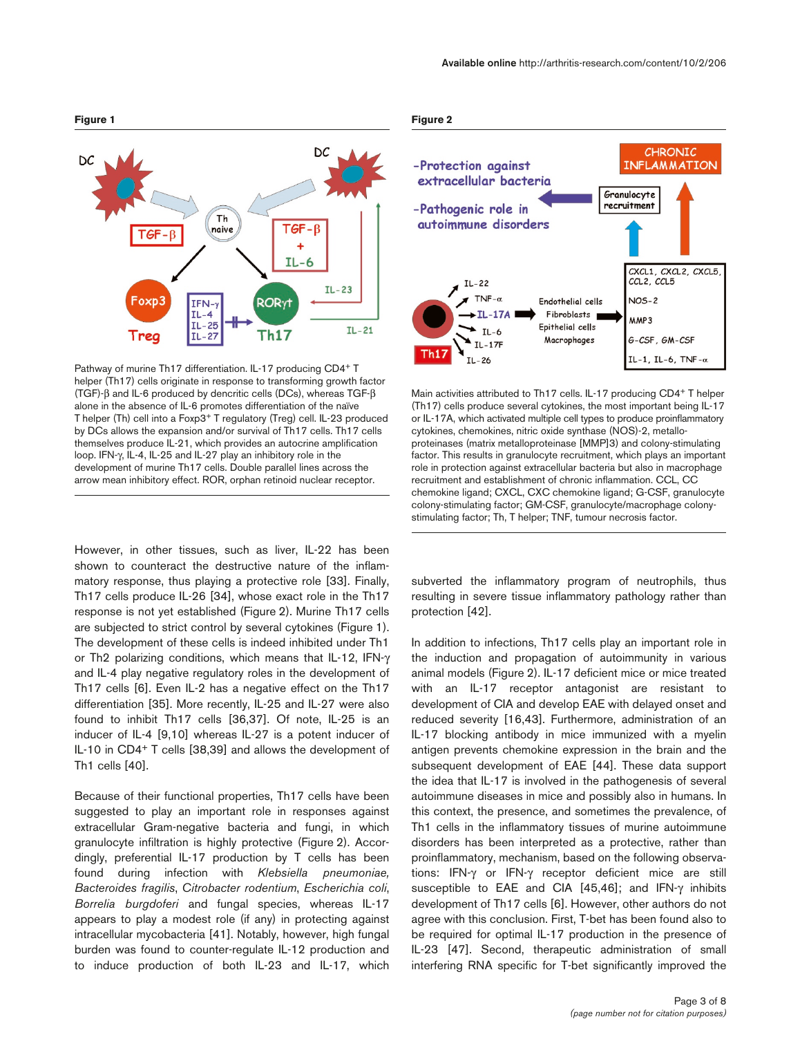**Figure 1**

Pathway of murine Th17 differentiation. IL-17 producing CD4+ T helper (Th17) cells originate in response to transforming growth factor (TGF)-β and IL-6 produced by dencritic cells (DCs), whereas TGF-β alone in the absence of IL-6 promotes differentiation of the naïve T helper (Th) cell into a Foxp3+ T regulatory (Treg) cell. IL-23 produced by DCs allows the expansion and/or survival of Th17 cells. Th17 cells themselves produce IL-21, which provides an autocrine amplification loop. IFN-γ, IL-4, IL-25 and IL-27 play an inhibitory role in the development of murine Th17 cells. Double parallel lines across the arrow mean inhibitory effect. ROR, orphan retinoid nuclear receptor.

**Figure 2**

Main activities attributed to Th17 cells. IL-17 producing CD4+ T helper (Th17) cells produce several cytokines, the most important being IL-17 or IL-17A, which activated multiple cell types to produce proinflammatory cytokines, chemokines, nitric oxide synthase (NOS)-2, metalloproteinases (matrix metalloproteinase [MMP]3) and colony-stimulating factor. This results in granulocyte recruitment, which plays an important role in protection against extracellular bacteria but also in macrophage recruitment and establishment of chronic inflammation. CCL, CC chemokine ligand; CXCL, CXC chemokine ligand; G-CSF, granulocyte colony-stimulating factor; GM-CSF, granulocyte/macrophage colony-stimulating factor; Th, T helper; TNF, tumour necrosis factor.

However, in other tissues, such as liver, IL-22 has been shown to counteract the destructive nature of the inflammatory response, thus playing a protective role [33]. Finally, Th17 cells produce IL-26 [34], whose exact role in the Th17 response is not yet established (Figure 2). Murine Th17 cells are subjected to strict control by several cytokines (Figure 1). The development of these cells is indeed inhibited under Th1 or Th2 polarizing conditions, which means that IL-12, IFN-γ and IL-4 play negative regulatory roles in the development of Th17 cells [6]. Even IL-2 has a negative effect on the Th17 differentiation [35]. More recently, IL-25 and IL-27 were also found to inhibit Th17 cells [36,37]. Of note, IL-25 is an inducer of IL-4 [9,10] whereas IL-27 is a potent inducer of IL-10 in CD4+ T cells [38,39] and allows the development of Th1 cells [40].

Because of their functional properties, Th17 cells have been suggested to play an important role in responses against extracellular Gram-negative bacteria and fungi, in which granulocyte infiltration is highly protective (Figure 2). Accordingly, preferential IL-17 production by T cells has been found during infection with *Klebsiella pneumoniae*, *Bacteroides fragilis*, *Citrobacter rodentium*, *Escherichia coli*, *Borrelia burgdoferi* and fungal species, whereas IL-17 appears to play a modest role (if any) in protecting against intracellular mycobacteria [41]. Notably, however, high fungal burden was found to counter-regulate IL-12 production and to induce production of both IL-23 and IL-17, which subverted the inflammatory program of neutrophils, thus resulting in severe tissue inflammatory pathology rather than protection [42].

In addition to infections, Th17 cells play an important role in the induction and propagation of autoimmunity in various animal models (Figure 2). IL-17 deficient mice or mice treated with an IL-17 receptor antagonist are resistant to development of CIA and develop EAE with delayed onset and reduced severity [16,43]. Furthermore, administration of an IL-17 blocking antibody in mice immunized with a myelin antigen prevents chemokine expression in the brain and the subsequent development of EAE [44]. These data support the idea that IL-17 is involved in the pathogenesis of several autoimmune diseases in mice and possibly also in humans. In this context, the presence, and sometimes the prevalence, of Th1 cells in the inflammatory tissues of murine autoimmune disorders has been interpreted as a protective, rather than proinflammatory, mechanism, based on the following observations: IFN-γ or IFN-γ receptor deficient mice are still susceptible to EAE and CIA [45,46]; and IFN-γ inhibits development of Th17 cells [6]. However, other authors do not agree with this conclusion. First, T-bet has been found also to be required for optimal IL-17 production in the presence of IL-23 [47]. Second, therapeutic administration of small interfering RNA specific for T-bet significantly improved the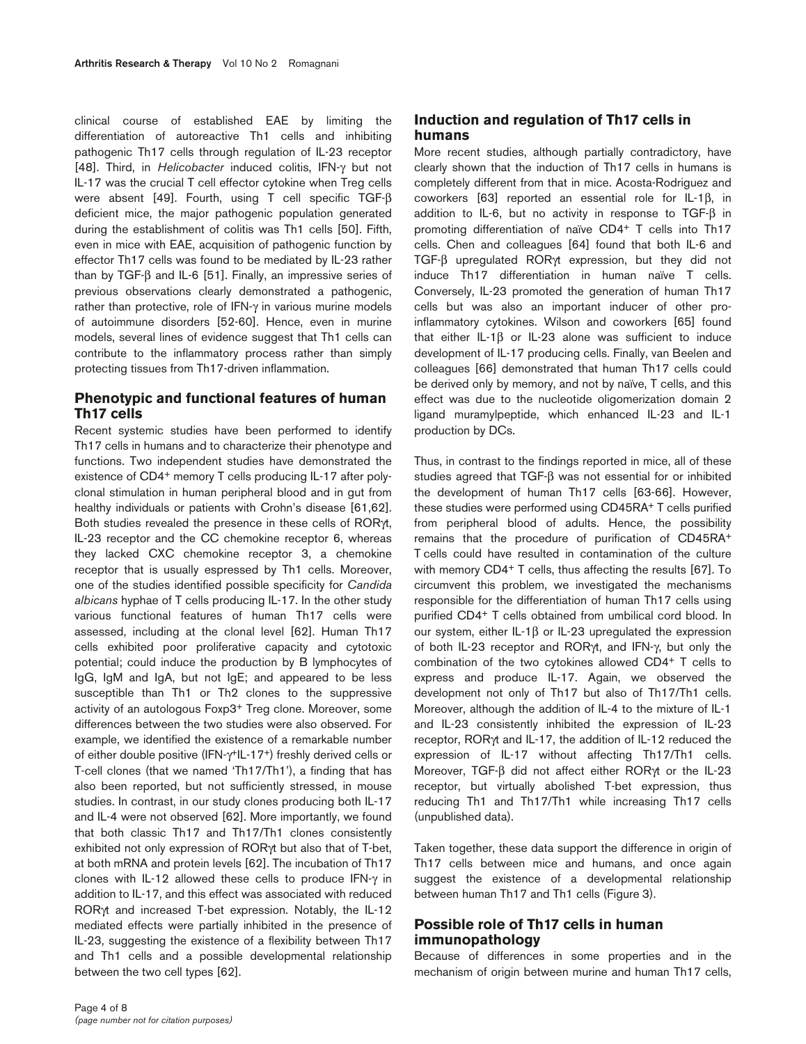clinical course of established EAE by limiting the differentiation of autoreactive Th1 cells and inhibiting pathogenic Th17 cells through regulation of IL-23 receptor [48]. Third, in *Helicobacter* induced colitis, IFN-γ but not IL-17 was the crucial T cell effector cytokine when Treg cells were absent [49]. Fourth, using T cell specific TGF-β deficient mice, the major pathogenic population generated during the establishment of colitis was Th1 cells [50]. Fifth, even in mice with EAE, acquisition of pathogenic function by effector Th17 cells was found to be mediated by IL-23 rather than by TGF-β and IL-6 [51]. Finally, an impressive series of previous observations clearly demonstrated a pathogenic, rather than protective, role of IFN-γ in various murine models of autoimmune disorders [52-60]. Hence, even in murine models, several lines of evidence suggest that Th1 cells can contribute to the inflammatory process rather than simply protecting tissues from Th17-driven inflammation.

## Phenotypic and functional features of human Th17 cells

Recent systemic studies have been performed to identify Th17 cells in humans and to characterize their phenotype and functions. Two independent studies have demonstrated the existence of $CD4^+$ memory T cells producing IL-17 after polyclonal stimulation in human peripheral blood and in gut from healthy individuals or patients with Crohn's disease [61,62]. Both studies revealed the presence in these cells of RORγt, IL-23 receptor and the CC chemokine receptor 6, whereas they lacked CXC chemokine receptor 3, a chemokine receptor that is usually espressed by Th1 cells. Moreover, one of the studies identified possible specificity for *Candida albicans* hyphae of T cells producing IL-17. In the other study various functional features of human Th17 cells were assessed, including at the clonal level [62]. Human Th17 cells exhibited poor proliferative capacity and cytotoxic potential; could induce the production by B lymphocytes of IgG, IgM and IgA, but not IgE; and appeared to be less susceptible than Th1 or Th2 clones to the suppressive activity of an autologous $Foxp3^+$ Treg clone. Moreover, some differences between the two studies were also observed. For example, we identified the existence of a remarkable number of either double positive ($IFN\text{-}\gamma^+IL\text{-}17^+$) freshly derived cells or T-cell clones (that we named 'Th17/Th1'), a finding that has also been reported, but not sufficiently stressed, in mouse studies. In contrast, in our study clones producing both IL-17 and IL-4 were not observed [62]. More importantly, we found that both classic Th17 and Th17/Th1 clones consistently exhibited not only expression of RORγt but also that of T-bet, at both mRNA and protein levels [62]. The incubation of Th17 clones with IL-12 allowed these cells to produce IFN-γ in addition to IL-17, and this effect was associated with reduced RORγt and increased T-bet expression. Notably, the IL-12 mediated effects were partially inhibited in the presence of IL-23, suggesting the existence of a flexibility between Th17 and Th1 cells and a possible developmental relationship between the two cell types [62].

## Induction and regulation of Th17 cells in humans

More recent studies, although partially contradictory, have clearly shown that the induction of Th17 cells in humans is completely different from that in mice. Acosta-Rodriguez and coworkers [63] reported an essential role for IL-1β, in addition to IL-6, but no activity in response to TGF-β in promoting differentiation of naïve $CD4^+$ T cells into Th17 cells. Chen and colleagues [64] found that both IL-6 and TGF-β upregulated RORγt expression, but they did not induce Th17 differentiation in human naïve T cells. Conversely, IL-23 promoted the generation of human Th17 cells but was also an important inducer of other pro-inflammatory cytokines. Wilson and coworkers [65] found that either IL-1β or IL-23 alone was sufficient to induce development of IL-17 producing cells. Finally, van Beelen and colleagues [66] demonstrated that human Th17 cells could be derived only by memory, and not by naïve, T cells, and this effect was due to the nucleotide oligomerization domain 2 ligand muramylpeptide, which enhanced IL-23 and IL-1 production by DCs.

Thus, in contrast to the findings reported in mice, all of these studies agreed that TGF-β was not essential for or inhibited the development of human Th17 cells [63-66]. However, these studies were performed using $CD45RA^+$ T cells purified from peripheral blood of adults. Hence, the possibility remains that the procedure of purification of $CD45RA^+$ T cells could have resulted in contamination of the culture with memory $CD4^+$ T cells, thus affecting the results [67]. To circumvent this problem, we investigated the mechanisms responsible for the differentiation of human Th17 cells using purified $CD4^+$ T cells obtained from umbilical cord blood. In our system, either IL-1β or IL-23 upregulated the expression of both IL-23 receptor and RORγt, and IFN-γ, but only the combination of the two cytokines allowed $CD4^+$ T cells to express and produce IL-17. Again, we observed the development not only of Th17 but also of Th17/Th1 cells. Moreover, although the addition of IL-4 to the mixture of IL-1 and IL-23 consistently inhibited the expression of IL-23 receptor, RORγt and IL-17, the addition of IL-12 reduced the expression of IL-17 without affecting Th17/Th1 cells. Moreover, TGF-β did not affect either RORγt or the IL-23 receptor, but virtually abolished T-bet expression, thus reducing Th1 and Th17/Th1 while increasing Th17 cells (unpublished data).

Taken together, these data support the difference in origin of Th17 cells between mice and humans, and once again suggest the existence of a developmental relationship between human Th17 and Th1 cells (Figure 3).

## Possible role of Th17 cells in human immunopathology

Because of differences in some properties and in the mechanism of origin between murine and human Th17 cells,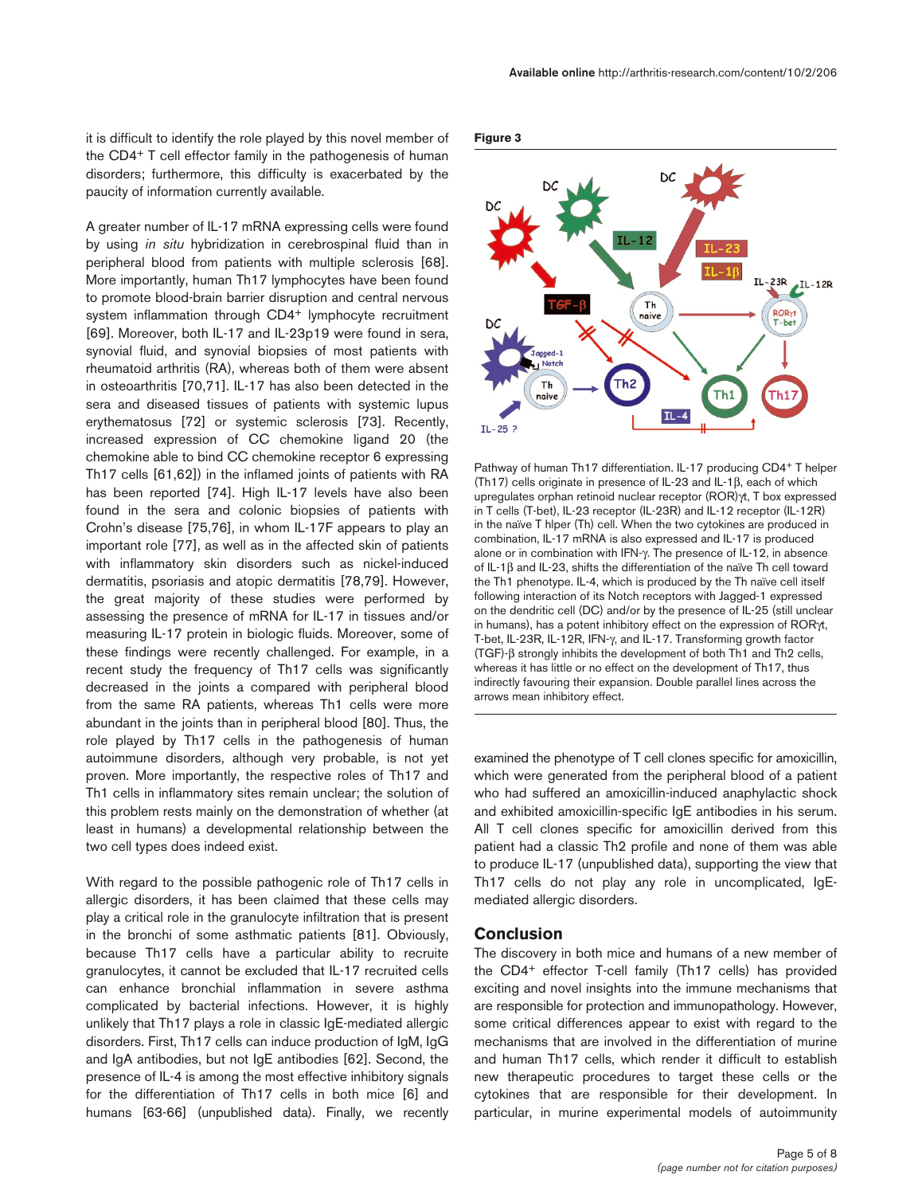it is difficult to identify the role played by this novel member of the CD4+ T cell effector family in the pathogenesis of human disorders; furthermore, this difficulty is exacerbated by the paucity of information currently available.

A greater number of IL-17 mRNA expressing cells were found by using *in situ* hybridization in cerebrospinal fluid than in peripheral blood from patients with multiple sclerosis [68]. More importantly, human Th17 lymphocytes have been found to promote blood-brain barrier disruption and central nervous system inflammation through CD4+ lymphocyte recruitment [69]. Moreover, both IL-17 and IL-23p19 were found in sera, synovial fluid, and synovial biopsies of most patients with rheumatoid arthritis (RA), whereas both of them were absent in osteoarthritis [70,71]. IL-17 has also been detected in the sera and diseased tissues of patients with systemic lupus erythematosus [72] or systemic sclerosis [73]. Recently, increased expression of CC chemokine ligand 20 (the chemokine able to bind CC chemokine receptor 6 expressing Th17 cells [61,62]) in the inflamed joints of patients with RA has been reported [74]. High IL-17 levels have also been found in the sera and colonic biopsies of patients with Crohn's disease [75,76], in whom IL-17F appears to play an important role [77], as well as in the affected skin of patients with inflammatory skin disorders such as nickel-induced dermatitis, psoriasis and atopic dermatitis [78,79]. However, the great majority of these studies were performed by assessing the presence of mRNA for IL-17 in tissues and/or measuring IL-17 protein in biologic fluids. Moreover, some of these findings were recently challenged. For example, in a recent study the frequency of Th17 cells was significantly decreased in the joints a compared with peripheral blood from the same RA patients, whereas Th1 cells were more abundant in the joints than in peripheral blood [80]. Thus, the role played by Th17 cells in the pathogenesis of human autoimmune disorders, although very probable, is not yet proven. More importantly, the respective roles of Th17 and Th1 cells in inflammatory sites remain unclear; the solution of this problem rests mainly on the demonstration of whether (at least in humans) a developmental relationship between the two cell types does indeed exist.

With regard to the possible pathogenic role of Th17 cells in allergic disorders, it has been claimed that these cells may play a critical role in the granulocyte infiltration that is present in the bronchi of some asthmatic patients [81]. Obviously, because Th17 cells have a particular ability to recruite granulocytes, it cannot be excluded that IL-17 recruited cells can enhance bronchial inflammation in severe asthma complicated by bacterial infections. However, it is highly unlikely that Th17 plays a role in classic IgE-mediated allergic disorders. First, Th17 cells can induce production of IgM, IgG and IgA antibodies, but not IgE antibodies [62]. Second, the presence of IL-4 is among the most effective inhibitory signals for the differentiation of Th17 cells in both mice [6] and humans [63-66] (unpublished data). Finally, we recently examined the phenotype of T cell clones specific for amoxicillin, which were generated from the peripheral blood of a patient who had suffered an amoxicillin-induced anaphylactic shock and exhibited amoxicillin-specific IgE antibodies in his serum. All T cell clones specific for amoxicillin derived from this patient had a classic Th2 profile and none of them was able to produce IL-17 (unpublished data), supporting the view that Th17 cells do not play any role in uncomplicated, IgE-mediated allergic disorders.

**Figure 3**

Pathway of human Th17 differentiation. IL-17 producing CD4+ T helper (Th17) cells originate in presence of IL-23 and IL-1β, each of which upregulates orphan retinoid nuclear receptor (ROR)γt, T box expressed in T cells (T-bet), IL-23 receptor (IL-23R) and IL-12 receptor (IL-12R) in the naïve T hlper (Th) cell. When the two cytokines are produced in combination, IL-17 mRNA is also expressed and IL-17 is produced alone or in combination with IFN-γ. The presence of IL-12, in absence of IL-1β and IL-23, shifts the differentiation of the naïve Th cell toward the Th1 phenotype. IL-4, which is produced by the Th naïve cell itself following interaction of its Notch receptors with Jagged-1 expressed on the dendritic cell (DC) and/or by the presence of IL-25 (still unclear in humans), has a potent inhibitory effect on the expression of RORγt, T-bet, IL-23R, IL-12R, IFN-γ, and IL-17. Transforming growth factor (TGF)-β strongly inhibits the development of both Th1 and Th2 cells, whereas it has little or no effect on the development of Th17, thus indirectly favouring their expansion. Double parallel lines across the arrows mean inhibitory effect.

## Conclusion

The discovery in both mice and humans of a new member of the CD4+ effector T-cell family (Th17 cells) has provided exciting and novel insights into the immune mechanisms that are responsible for protection and immunopathology. However, some critical differences appear to exist with regard to the mechanisms that are involved in the differentiation of murine and human Th17 cells, which render it difficult to establish new therapeutic procedures to target these cells or the cytokines that are responsible for their development. In particular, in murine experimental models of autoimmunity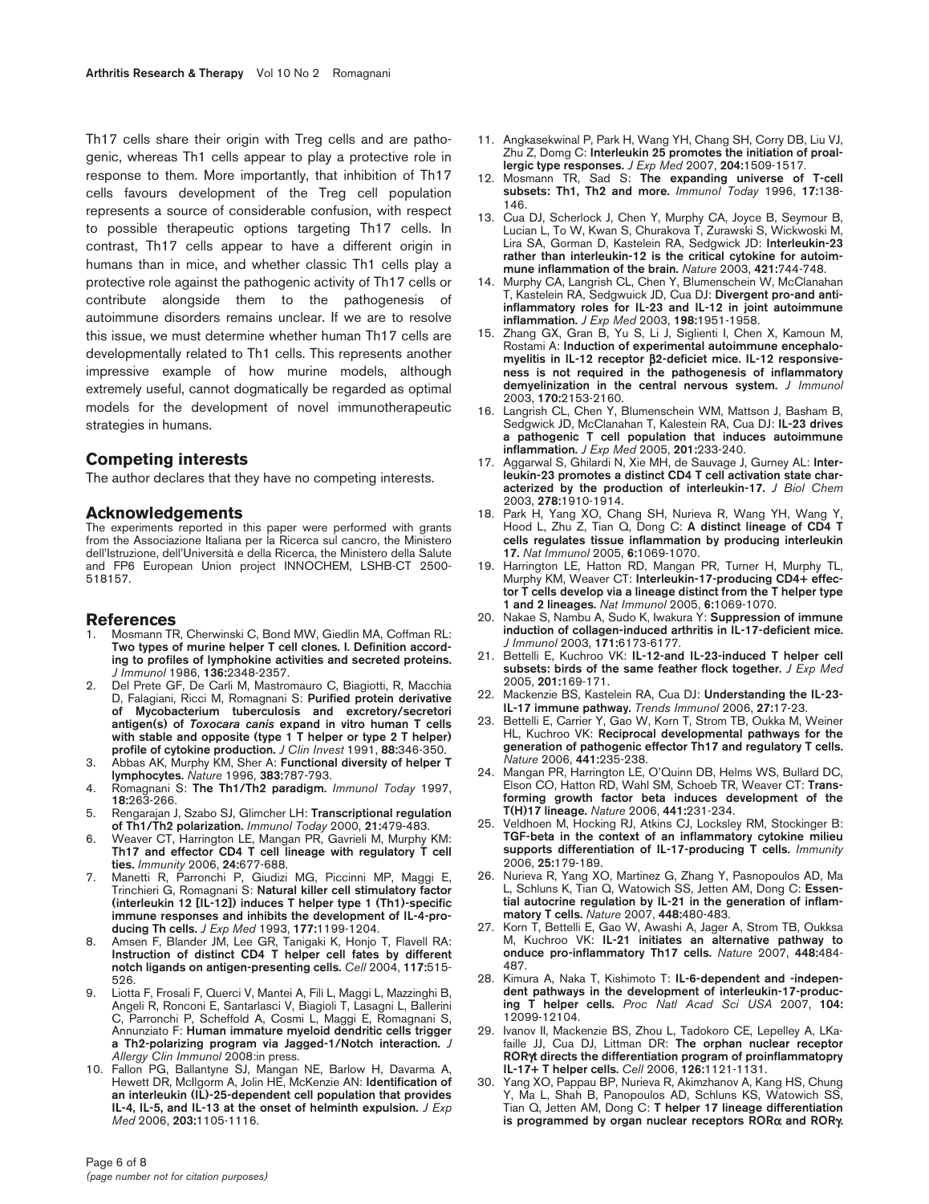Th17 cells share their origin with Treg cells and are pathogenic, whereas Th1 cells appear to play a protective role in response to them. More importantly, that inhibition of Th17 cells favours development of the Treg cell population represents a source of considerable confusion, with respect to possible therapeutic options targeting Th17 cells. In contrast, Th17 cells appear to have a different origin in humans than in mice, and whether classic Th1 cells play a protective role against the pathogenic activity of Th17 cells or contribute alongside them to the pathogenesis of autoimmune disorders remains unclear. If we are to resolve this issue, we must determine whether human Th17 cells are developmentally related to Th1 cells. This represents another impressive example of how murine models, although extremely useful, cannot dogmatically be regarded as optimal models for the development of novel immunotherapeutic strategies in humans.

## Competing interests

The author declares that they have no competing interests.

## Acknowledgements

The experiments reported in this paper were performed with grants from the Associazione Italiana per la Ricerca sul cancro, the Ministero dell'Istruzione, dell'Università e della Ricerca, the Ministero della Salute and FP6 European Union project INNOCHEM, LSHB-CT 2500-518157.

## References

1. Mosmann TR, Cherwinski C, Bond MW, Giedlin MA, Coffman RL: **Two types of murine helper T cell clones. I. Definition according to profiles of lymphokine activities and secreted proteins.** *J Immunol* 1986, **136:**2348-2357.
2. Del Prete GF, De Carli M, Mastromauro C, Biagiotti, R, Macchia D, Falagiani, Ricci M, Romagnani S: **Purified protein derivative of Mycobacterium tuberculosis and excretory/secretori antigen(s) of *Toxocara canis* expand in vitro human T cells with stable and opposite (type 1 T helper or type 2 T helper) profile of cytokine production.** *J Clin Invest* 1991, **88:**346-350.
3. Abbas AK, Murphy KM, Sher A: **Functional diversity of helper T lymphocytes.** *Nature* 1996, **383:**787-793.
4. Romagnani S: **The Th1/Th2 paradigm.** *Immunol Today* 1997, **18:**263-266.
5. Rengarajan J, Szabo SJ, Glimcher LH: **Transcriptional regulation of Th1/Th2 polarization.** *Immunol Today* 2000, **21:**479-483.
6. Weaver CT, Harrington LE, Mangan PR, Gavrieli M, Murphy KM: **Th17 and effector CD4 T cell lineage with regulatory T cell ties.** *Immunity* 2006, **24:**677-688.
7. Manetti R, Parronchi P, Giudizi MG, Piccinni MP, Maggi E, Trinchieri G, Romagnani S: **Natural killer cell stimulatory factor (interleukin 12 [IL-12]) induces T helper type 1 (Th1)-specific immune responses and inhibits the development of IL-4-producing Th cells.** *J Exp Med* 1993, **177:**1199-1204.
8. Amsen F, Blander JM, Lee GR, Tanigaki K, Honjo T, Flavell RA: **Instruction of distinct CD4 T helper cell fates by different notch ligands on antigen-presenting cells.** *Cell* 2004, **117:**515-526.
9. Liotta F, Frosali F, Querci V, Mantei A, Filì L, Maggi L, Mazzinghi B, Angeli R, Ronconi E, Santarlasci V, Biagioli T, Lasagni L, Ballerini C, Parronchi P, Scheffold A, Cosmi L, Maggi E, Romagnani S, Annunziato F: **Human immature myeloid dendritic cells trigger a Th2-polarizing program via Jagged-1/Notch interaction.** *J Allergy Clin Immunol* 2008:in press.
10. Fallon PG, Ballantyne SJ, Mangan NE, Barlow H, Davarma A, Hewett DR, McIlgorm A, Jolin HE, McKenzie AN: **Identification of an interleukin (IL)-25-dependent cell population that provides IL-4, IL-5, and IL-13 at the onset of helminth expulsion.** *J Exp Med* 2006, **203:**1105-1116.
11. Angkasekwinal P, Park H, Wang YH, Chang SH, Corry DB, Liu VJ, Zhu Z, Domg C: **Interleukin 25 promotes the initiation of proallergic type responses.** *J Exp Med* 2007, **204:**1509-1517.
12. Mosmann TR, Sad S: **The expanding universe of T-cell subsets: Th1, Th2 and more.** *Immunol Today* 1996, **17:**138-146.
13. Cua DJ, Scherlock J, Chen Y, Murphy CA, Joyce B, Seymour B, Lucian L, To W, Kwan S, Churakova T, Zurawski S, Wickwoski M, Lira SA, Gorman D, Kastelein RA, Sedgwick JD: **Interleukin-23 rather than interleukin-12 is the critical cytokine for autoimmune inflammation of the brain.** *Nature* 2003, **421:**744-748.
14. Murphy CA, Langrish CL, Chen Y, Blumenschein W, McClanahan T, Kastelein RA, Sedgwuick JD, Cua DJ: **Divergent pro-and anti-inflammatory roles for IL-23 and IL-12 in joint autoimmune inflammation.** *J Exp Med* 2003, **198:**1951-1958.
15. Zhang GX, Gran B, Yu S, Li J, Siglienti I, Chen X, Kamoun M, Rostami A: **Induction of experimental autoimmune encephalomyelitis in IL-12 receptor β2-deficiet mice. IL-12 responsiveness is not required in the pathogenesis of inflammatory demyelinization in the central nervous system.** *J Immunol* 2003, **170:**2153-2160.
16. Langrish CL, Chen Y, Blumenschein WM, Mattson J, Basham B, Sedgwick JD, McClanahan T, Kalestein RA, Cua DJ: **IL-23 drives a pathogenic T cell population that induces autoimmune inflammation.** *J Exp Med* 2005, **201:**233-240.
17. Aggarwal S, Ghilardi N, Xie MH, de Sauvage J, Gurney AL: **Interleukin-23 promotes a distinct CD4 T cell activation state characterized by the production of interleukin-17.** *J Biol Chem* 2003, **278:**1910-1914.
18. Park H, Yang XO, Chang SH, Nurieva R, Wang YH, Wang Y, Hood L, Zhu Z, Tian Q, Dong C: **A distinct lineage of CD4 T cells regulates tissue inflammation by producing interleukin 17.** *Nat Immunol* 2005, **6:**1069-1070.
19. Harrington LE, Hatton RD, Mangan PR, Turner H, Murphy TL, Murphy KM, Weaver CT: **Interleukin-17-producing CD4+ effector T cells develop via a lineage distinct from the T helper type 1 and 2 lineages.** *Nat Immunol* 2005, **6:**1069-1070.
20. Nakae S, Nambu A, Sudo K, Iwakura Y: **Suppression of immune induction of collagen-induced arthritis in IL-17-deficient mice.** *J Immunol* 2003, **171:**6173-6177.
21. Bettelli E, Kuchroo VK: **IL-12-and IL-23-induced T helper cell subsets: birds of the same feather flock together.** *J Exp Med* 2005, **201:**169-171.
22. Mackenzie BS, Kastelein RA, Cua DJ: **Understanding the IL-23-IL-17 immune pathway.** *Trends Immunol* 2006, **27:**17-23.
23. Bettelli E, Carrier Y, Gao W, Korn T, Strom TB, Oukka M, Weiner HL, Kuchroo VK: **Reciprocal developmental pathways for the generation of pathogenic effector Th17 and regulatory T cells.** *Nature* 2006, **441:**235-238.
24. Mangan PR, Harrington LE, O'Quinn DB, Helms WS, Bullard DC, Elson CO, Hatton RD, Wahl SM, Schoeb TR, Weaver CT: **Transforming growth factor beta induces development of the T(H)17 lineage.** *Nature* 2006, **441:**231-234.
25. Veldhoen M, Hocking RJ, Atkins CJ, Locksley RM, Stockinger B: **TGF-beta in the context of an inflammatory cytokine milieu supports differentiation of IL-17-producing T cells.** *Immunity* 2006, **25:**179-189.
26. Nurieva R, Yang XO, Martinez G, Zhang Y, Pasnopoulos AD, Ma L, Schluns K, Tian Q, Watowich SS, Jetten AM, Dong C: **Essential autocrine regulation by IL-21 in the generation of inflammatory T cells.** *Nature* 2007, **448:**480-483.
27. Korn T, Bettelli E, Gao W, Awashi A, Jager A, Strom TB, Oukksa M, Kuchroo VK: **IL-21 initiates an alternative pathway to onduce pro-inflammatory Th17 cells.** *Nature* 2007, **448:**484-487.
28. Kimura A, Naka T, Kishimoto T: **IL-6-dependent and -independent pathways in the development of interleukin-17-producing T helper cells.** *Proc Natl Acad Sci USA* 2007, **104:** 12099-12104.
29. Ivanov II, Mackenzie BS, Zhou L, Tadokoro CE, Lepelley A, LKafaille JJ, Cua DJ, Littman DR: **The orphan nuclear receptor RORγt directs the differentiation program of proinflammatopry IL-17+ T helper cells.** *Cell* 2006, **126:**1121-1131.
30. Yang XO, Pappau BP, Nurieva R, Akimzhanov A, Kang HS, Chung Y, Ma L, Shah B, Panopoulos AD, Schluns KS, Watowich SS, Tian Q, Jetten AM, Dong C: **T helper 17 lineage differentiation is programmed by organ nuclear receptors RORα and RORγ.**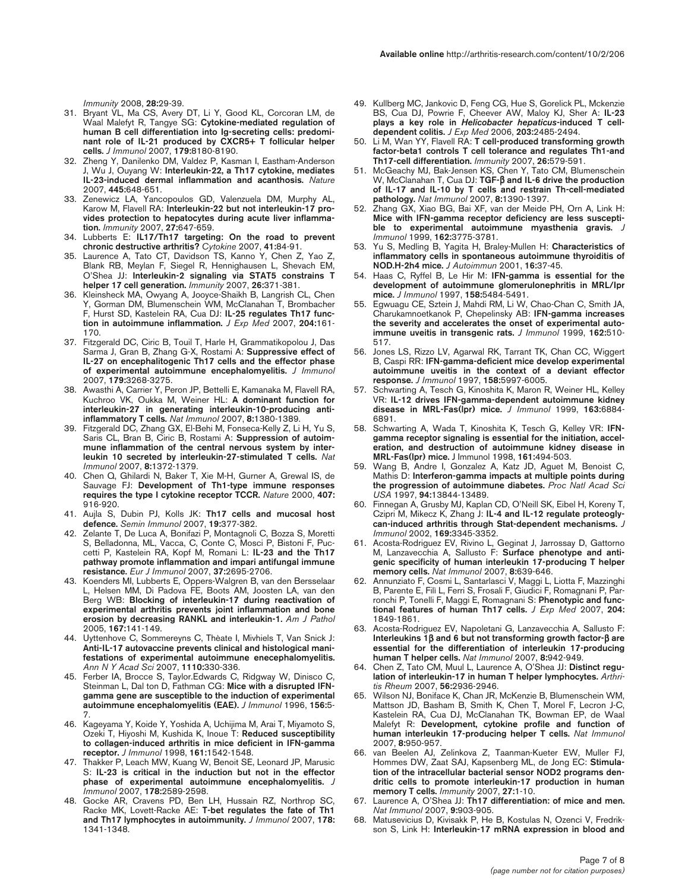*Immunity* 2008, **28:**29-39.

31. Bryant VL, Ma CS, Avery DT, Li Y, Good KL, Corcoran LM, de Waal Malefyt R, Tangye SG: **Cytokine-mediated regulation of human B cell differentiation into Ig-secreting cells: predominant role of IL-21 produced by CXCR5+ T follicular helper cells.** *J Immunol* 2007, **179:**8180-8190.
32. Zheng Y, Danilenko DM, Valdez P, Kasman I, Eastham-Anderson J, Wu J, Ouyang W: **Interleukin-22, a Th17 cytokine, mediates IL-23-induced dermal inflammation and acanthosis.** *Nature* 2007, **445:**648-651.
33. Zenewicz LA, Yancopoulos GD, Valenzuela DM, Murphy AL, Karow M, Flavell RA: **Interleukin-22 but not interleukin-17 provides protection to hepatocytes during acute liver inflammation.** *Immunity* 2007, **27:**647-659.
34. Lubberts E: **IL17/Th17 targeting: On the road to prevent chronic destructive arthritis?** *Cytokine* 2007, **41:**84-91.
35. Laurence A, Tato CT, Davidson TS, Kanno Y, Chen Z, Yao Z, Blank RB, Meylan F, Siegel R, Hennighausen L, Shevach EM, O'Shea JJ: **Interleukin-2 signaling via STAT5 constrains T helper 17 cell generation.** *Immunity* 2007, **26:**371-381.
36. Kleinsheck MA, Owygang A, Jooyce-Shaikh B, Langrish CL, Chen Y, Gorman DM, Blumenschein WM, McClanahan T, Brombacher F, Hurst SD, Kastelein RA, Cua DJ: **IL-25 regulates Th17 function in autoimmune inflammation.** *J Exp Med* 2007, **204:**161-170.
37. Fitzgerald DC, Ciric B, Touil T, Harle H, Grammatikopolou J, Das Sarma J, Gran B, Zhang G-X, Rostami A: **Suppressive effect of IL-27 on encephalitogenic Th17 cells and the effector phase of experimental autoimmune encephalomyelitis.** *J Immunol* 2007, **179:**3268-3275.
38. Awasthi A, Carrier Y, Peron JP, Bettelli E, Kamanaka M, Flavell RA, Kuchroo VK, Oukka M, Weiner HL: **A dominant function for interleukin-27 in generating interleukin-10-producing anti-inflammatory T cells.** *Nat Immunol* 2007, **8:**1380-1389.
39. Fitzgerald DC, Zhang GX, El-Behi M, Fonseca-Kelly Z, Li H, Yu S, Saris CL, Bran B, Ciric B, Rostami A: **Suppression of autoimmune inflammation of the central nervous system by interleukin 10 secreted by interleukin-27-stimulated T cells.** *Nat Immunol* 2007, **8:**1372-1379.
40. Chen Q, Ghilardi N, Baker T, Xie M-H, Gurner A, Grewal IS, de Sauvage FJ: **Development of Th1-type immune responses requires the type I cytokine receptor TCCR.** *Nature* 2000, **407:** 916-920.
41. Aujla S, Dubin PJ, Kolls JK: **Th17 cells and mucosal host defence.** *Semin Immunol* 2007, **19:**377-382.
42. Zelante T, De Luca A, Bonifazi P, Montagnoli C, Bozza S, Moretti S, Belladonna, ML, Vacca, C, Conte C, Mosci P, Bistoni F, Puccetti P, Kastelein RA, Kopf M, Romani L: **IL-23 and the Th17 pathway promote inflammation and impari antifungal immune resistance.** *Eur J Immunol* 2007, **37:**2695-2706.
43. Koenders MI, Lubberts E, Oppers-Walgren B, van den Bersselaar L, Helsen MM, Di Padova FE, Boots AM, Joosten LA, van den Berg WB: **Blocking of interleukin-17 during reactivation of experimental arthritis prevents joint inflammation and bone erosion by decreasing RANKL and interleukin-1.** *Am J Pathol* 2005, **167:**141-149.
44. Uyttenhove C, Sommereyns C, Thèate I, Mivhiels T, Van Snick J: **Anti-IL-17 autovaccine prevents clinical and histological manifestations of experimental autoimmune enecephalomyelitis.** *Ann N Y Acad Sci* 2007, **1110:**330-336.
45. Ferber IA, Brocce S, Taylor.Edwards C, Ridgway W, Dinisco C, Steinman L, Dal ton D, Fathman CG: **Mice with a disrupted IFN-gamma gene are susceptible to the induction of experimental autoimmune encephalomyelitis (EAE).** *J Immunol* 1996, **156:**5-7.
46. Kageyama Y, Koide Y, Yoshida A, Uchijima M, Arai T, Miyamoto S, Ozeki T, Hiyoshi M, Kushida K, Inoue T: **Reduced susceptibility to collagen-induced arthritis in mice deficient in IFN-gamma receptor.** *J Immunol* 1998, **161:**1542-1548.
47. Thakker P, Leach MW, Kuang W, Benoit SE, Leonard JP, Marusic S: **IL-23 is critical in the induction but not in the effector phase of experimental autoimmune encephalomyelitis.** *J Immunol* 2007, **178:**2589-2598.
48. Gocke AR, Cravens PD, Ben LH, Hussain RZ, Northrop SC, Racke MK, Lovett-Racke AE: **T-bet regulates the fate of Th1 and Th17 lymphocytes in autoimmunity.** *J Immunol* 2007, **178:** 1341-1348.
49. Kullberg MC, Jankovic D, Feng CG, Hue S, Gorelick PL, Mckenzie BS, Cua DJ, Powrie F, Cheever AW, Maloy KJ, Sher A: **IL-23 plays a key role in *Helicobacter hepaticus*-induced T cell-dependent colitis.** *J Exp Med* 2006, **203:**2485-2494.
50. Li M, Wan YY, Flavell RA: **T cell-produced transforming growth factor-beta1 controls T cell tolerance and regulates Th1-and Th17-cell differentiation.** *Immunity* 2007, **26:**579-591.
51. McGeachy MJ, Bak-Jensen KS, Chen Y, Tato CM, Blumenschein W, McClanahan T, Cua DJ: **TGF-β and IL-6 drive the production of IL-17 and IL-10 by T cells and restrain Th-cell-mediated pathology.** *Nat Immunol* 2007, **8:**1390-1397.
52. Zhang GX, Xiao BG, Bai XF, van der Meide PH, Orn A, Link H: **Mice with IFN-gamma receptor deficiency are less susceptible to experimental autoimmune myasthenia gravis.** *J Immunol* 1999, **162:**3775-3781.
53. Yu S, Medling B, Yagita H, Braley-Mullen H: **Characteristics of inflammatory cells in spontaneous autoimmune thyroiditis of NOD.H-2h4 mice.** *J Autoimmun* 2001, **16:**37-45.
54. Haas C, Ryffel B, Le Hir M: **IFN-gamma is essential for the development of autoimmune glomerulonephritis in MRL/Ipr mice.** *J Immunol* 1997, **158:**5484-5491.
55. Egwuagu CE, Sztein J, Mahdi RM, Li W, Chao-Chan C, Smith JA, Charukamnoetkanok P, Chepelinsky AB: **IFN-gamma increases the severity and accelerates the onset of experimental autoimmune uveitis in transgenic rats.** *J Immunol* 1999, **162:**510-517.
56. Jones LS, Rizzo LV, Agarwal RK, Tarrant TK, Chan CC, Wiggert B, Caspi RR: **IFN-gamma-deficient mice develop experimental autoimmune uveitis in the context of a deviant effector response.** *J Immunol* 1997, **158:**5997-6005.
57. Schwarting A, Tesch G, Kinoshita K, Maron R, Weiner HL, Kelley VR: **IL-12 drives IFN-gamma-dependent autoimmune kidney disease in MRL-Fas(lpr) mice.** *J Immunol* 1999, **163:**6884-6891.
58. Schwarting A, Wada T, Kinoshita K, Tesch G, Kelley VR: **IFN-gamma receptor signaling is essential for the initiation, acceleration, and destruction of autoimmune kidney disease in MRL-Fas(lpr) mice.** J Immunol 1998, **161:**494-503.
59. Wang B, Andre I, Gonzalez A, Katz JD, Aguet M, Benoist C, Mathis D: **Interferon-gamma impacts at multiple points during the progression of autoimmune diabetes.** *Proc Natl Acad Sci USA* 1997, **94:**13844-13489.
60. Finnegan A, Grusby MJ, Kaplan CD, O'Neill SK, Eibel H, Koreny T, Czipri M, Mikecz K, Zhang J: **IL-4 and IL-12 regulate proteoglycan-induced arthritis through Stat-dependent mechanisms.** *J Immunol* 2002, **169:**3345-3352.
61. Acosta-Rodriguez EV, Rivino L, Geginat J, Jarrossay D, Gattorno M, Lanzavecchia A, Sallusto F: **Surface phenotype and antigenic specificity of human interleukin 17-producing T helper memory cells.** *Nat Immunol* 2007, **8:**639-646.
62. Annunziato F, Cosmi L, Santarlasci V, Maggi L, Liotta F, Mazzinghi B, Parente E, Fili L, Ferri S, Frosali F, Giudici F, Romagnani P, Parronchi P, Tonelli F, Maggi E, Romagnani S: **Phenotypic and functional features of human Th17 cells.** *J Exp Med* 2007, **204:** 1849-1861.
63. Acosta-Rodriguez EV, Napoletani G, Lanzavecchia A, Sallusto F: **Interleukins 1β and 6 but not transforming growth factor-β are essential for the differentiation of interleukin 17-producing human T helper cells.** *Nat Immunol* 2007, **8:**942-949.
64. Chen Z, Tato CM, Muul L, Laurence A, O'Shea JJ: **Distinct regulation of interleukin-17 in human T helper lymphocytes.** *Arthritis Rheum* 2007, **56:**2936-2946.
65. Wilson NJ, Boniface K, Chan JR, McKenzie B, Blumenschein WM, Mattson JD, Basham B, Smith K, Chen T, Morel F, Lecron J-C, Kastelein RA, Cua DJ, McClanahan TK, Bowman EP, de Waal Malefyt R: **Development, cytokine profile and function of human interleukin 17-producing helper T cells.** *Nat Immunol* 2007, **8:**950-957.
66. van Beelen AJ, Zelinkova Z, Taanman-Kueter EW, Muller FJ, Hommes DW, Zaat SAJ, Kapsenberg ML, de Jong EC: **Stimulation of the intracellular bacterial sensor NOD2 programs dendritic cells to promote interleukin-17 production in human memory T cells.** *Immunity* 2007, **27:**1-10.
67. Laurence A, O'Shea JJ: **Th17 differentiation: of mice and men.** *Nat Immunol* 2007, **9:**903-905.
68. Matusevicius D, Kivisakk P, He B, Kostulas N, Ozenci V, Fredrikson S, Link H: **Interleukin-17 mRNA expression in blood and**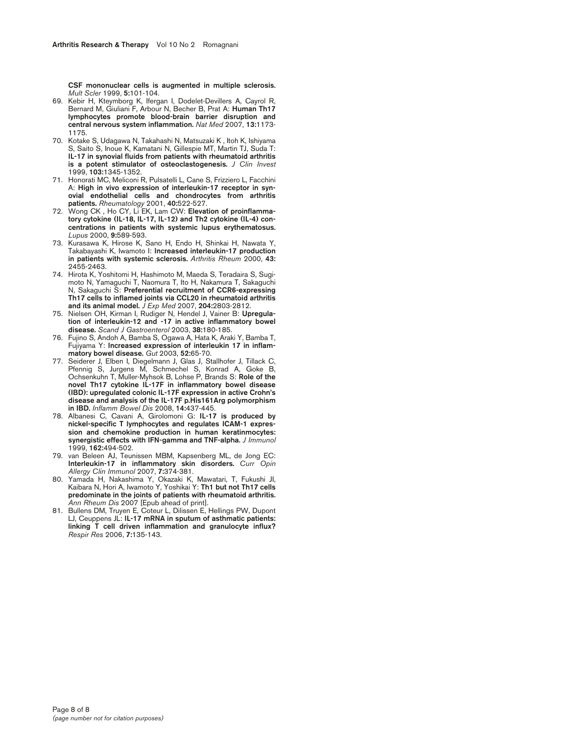**CSF mononuclear cells is augmented in multiple sclerosis.** *Mult Scler* 1999, **5:**101-104.

69. Kebir H, Kteymborg K, Ifergan I, Dodelet-Devillers A, Cayrol R, Bernard M, Giuliani F, Arbour N, Becher B, Prat A: **Human Th17 lymphocytes promote blood-brain barrier disruption and central nervous system inflammation.** *Nat Med* 2007, **13:**1173-1175.
70. Kotake S, Udagawa N, Takahashi N, Matsuzaki K , Itoh K, Ishiyama S, Saito S, Inoue K, Kamatani N, Gillespie MT, Martin TJ, Suda T: **IL-17 in synovial fluids from patients with rheumatoid arthritis is a potent stimulator of osteoclastogenesis.** *J Clin Invest* 1999, **103:**1345-1352.
71. Honorati MC, Meliconi R, Pulsatelli L, Cane S, Frizziero L, Facchini A: **High in vivo expression of interleukin-17 receptor in synovial endothelial cells and chondrocytes from arthritis patients.** *Rheumatology* 2001, **40:**522-527.
72. Wong CK , Ho CY, Li EK, Lam CW: **Elevation of proinflammatory cytokine (IL-18, IL-17, IL-12) and Th2 cytokine (IL-4) concentrations in patients with systemic lupus erythematosus.** *Lupus* 2000, **9:**589-593.
73. Kurasawa K, Hirose K, Sano H, Endo H, Shinkai H, Nawata Y, Takabayashi K, Iwamoto I: **Increased interleukin-17 production in patients with systemic sclerosis.** *Arthritis Rheum* 2000, **43:** 2455-2463.
74. Hirota K, Yoshitomi H, Hashimoto M, Maeda S, Teradaira S, Sugimoto N, Yamaguchi T, Naomura T, Ito H, Nakamura T, Sakaguchi N, Sakaguchi S: **Preferential recruitment of CCR6-expressing Th17 cells to inflamed joints via CCL20 in rheumatoid arthritis and its animal model.** *J Exp Med* 2007, **204:**2803-2812.
75. Nielsen OH, Kirman I, Rudiger N, Hendel J, Vainer B: **Upregulation of interleukin-12 and -17 in active inflammatory bowel disease.** *Scand J Gastroenterol* 2003, **38:**180-185.
76. Fujino S, Andoh A, Bamba S, Ogawa A, Hata K, Araki Y, Bamba T, Fujiyama Y: **Increased expression of interleukin 17 in inflammatory bowel disease.** *Gut* 2003, **52:**65-70.
77. Seiderer J, Elben I, Diegelmann J, Glas J, Stallhofer J, Tillack C, Pfennig S, Jurgens M, Schmechel S, Konrad A, Goke B, Ochsenkuhn T, Muller-Myhsok B, Lohse P, Brands S: **Role of the novel Th17 cytokine IL-17F in inflammatory bowel disease (IBD): upregulated colonic IL-17F expression in active Crohn's disease and analysis of the IL-17F p.His161Arg polymorphism in IBD.** *Inflamm Bowel Dis* 2008, **14:**437-445.
78. Albanesi C, Cavani A, Girolomoni G: **IL-17 is produced by nickel-specific T lymphocytes and regulates ICAM-1 expression and chemokine production in human keratinocytes: synergistic effects with IFN-gamma and TNF-alpha.** *J Immunol* 1999, **162:**494-502.
79. van Beleen AJ, Teunissen MBM, Kapsenberg ML, de Jong EC: **Interleukin-17 in inflammatory skin disorders.** *Curr Opin Allergy Clin Immunol* 2007, **7:**374-381.
80. Yamada H, Nakashima Y, Okazaki K, Mawatari, T, Fukushi JI, Kaibara N, Hori A, Iwamoto Y, Yoshikai Y: **Th1 but not Th17 cells predominate in the joints of patients with rheumatoid arthritis.** *Ann Rheum Dis* 2007 [Epub ahead of print].
81. Bullens DM, Truyen E, Coteur L, Dilissen E, Hellings PW, Dupont LJ, Ceuppens JL: **IL-17 mRNA in sputum of asthmatic patients: linking T cell driven inflammation and granulocyte influx?** *Respir Res* 2006, **7:**135-143.